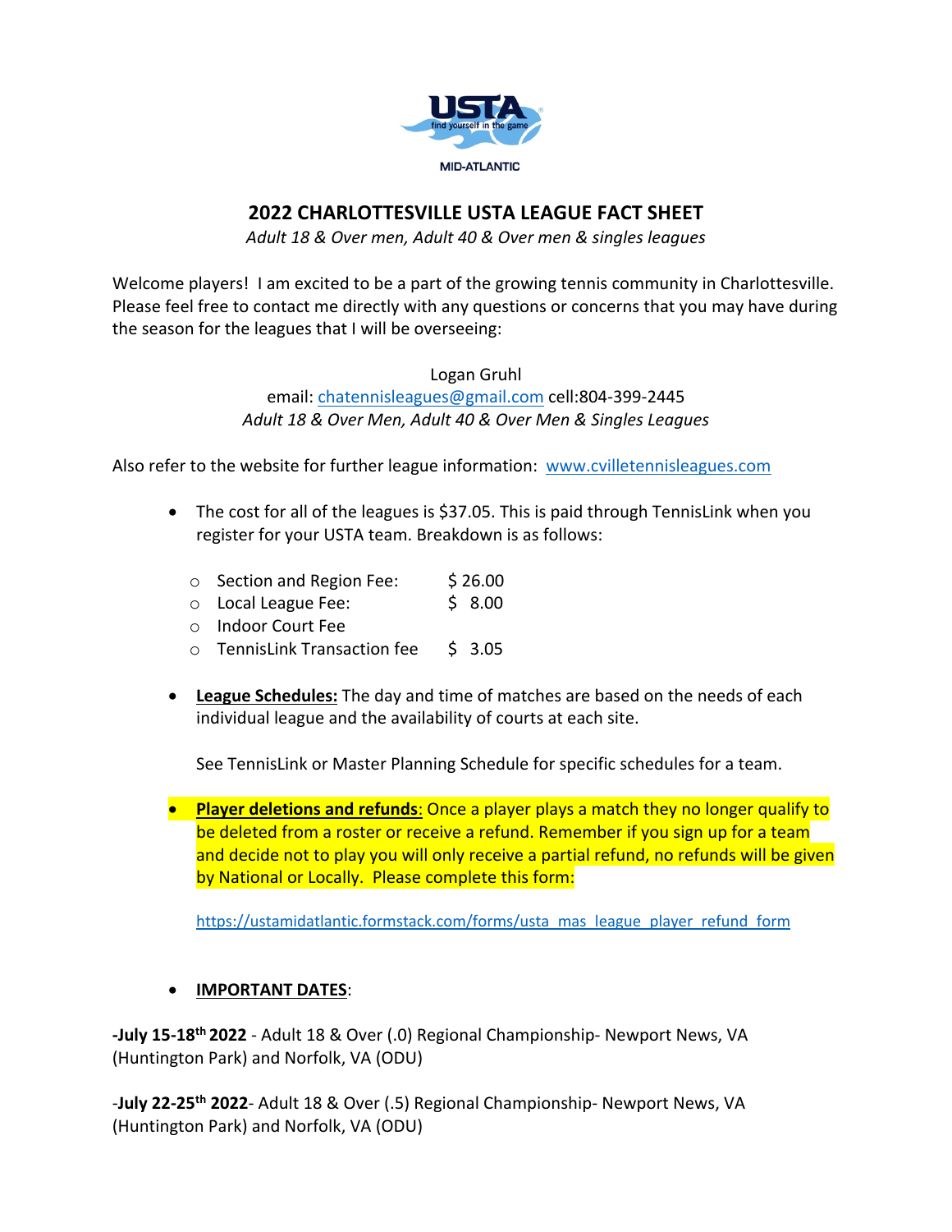MID-ATLANTIC

# 2022 CHARLOTTESVILLE USTA LEAGUE FACT SHEET

*Adult 18 & Over men, Adult 40 & Over men & singles leagues*

Welcome players! I am excited to be a part of the growing tennis community in Charlottesville. Please feel free to contact me directly with any questions or concerns that you may have during the season for the leagues that I will be overseeing:

Logan Gruhl
email: chatennisleagues@gmail.com cell:804-399-2445
*Adult 18 & Over Men, Adult 40 & Over Men & Singles Leagues*

Also refer to the website for further league information: www.cvilletennisleagues.com

- The cost for all of the leagues is $37.05. This is paid through TennisLink when you register for your USTA team. Breakdown is as follows:
  - Section and Region Fee: $ 26.00
  - Local League Fee: $ 8.00
  - Indoor Court Fee
  - TennisLink Transaction fee $ 3.05

- **League Schedules:** The day and time of matches are based on the needs of each individual league and the availability of courts at each site.

  See TennisLink or Master Planning Schedule for specific schedules for a team.

- **Player deletions and refunds**: Once a player plays a match they no longer qualify to be deleted from a roster or receive a refund. Remember if you sign up for a team and decide not to play you will only receive a partial refund, no refunds will be given by National or Locally. Please complete this form:

  https://ustamidatlantic.formstack.com/forms/usta_mas_league_player_refund_form

- **IMPORTANT DATES**:

**-July 15-18th 2022** - Adult 18 & Over (.0) Regional Championship- Newport News, VA (Huntington Park) and Norfolk, VA (ODU)

-**July 22-25th 2022**- Adult 18 & Over (.5) Regional Championship- Newport News, VA (Huntington Park) and Norfolk, VA (ODU)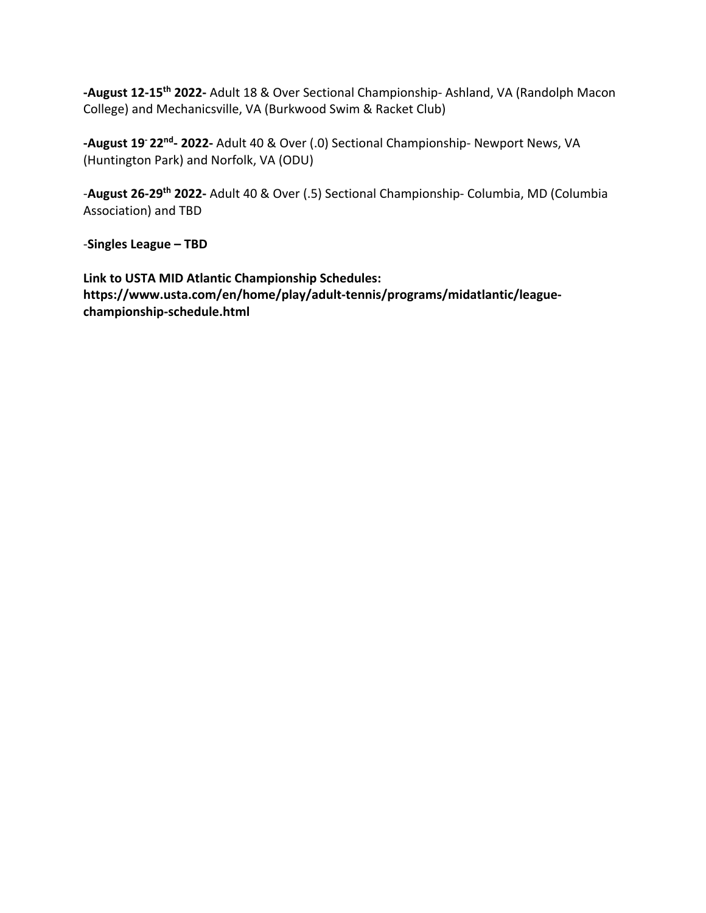**-August 12-15th 2022-** Adult 18 & Over Sectional Championship- Ashland, VA (Randolph Macon College) and Mechanicsville, VA (Burkwood Swim & Racket Club)

**-August 19- 22nd- 2022-** Adult 40 & Over (.0) Sectional Championship- Newport News, VA (Huntington Park) and Norfolk, VA (ODU)

-**August 26-29th 2022-** Adult 40 & Over (.5) Sectional Championship- Columbia, MD (Columbia Association) and TBD

-**Singles League – TBD**

**Link to USTA MID Atlantic Championship Schedules: https://www.usta.com/en/home/play/adult-tennis/programs/midatlantic/league-championship-schedule.html**